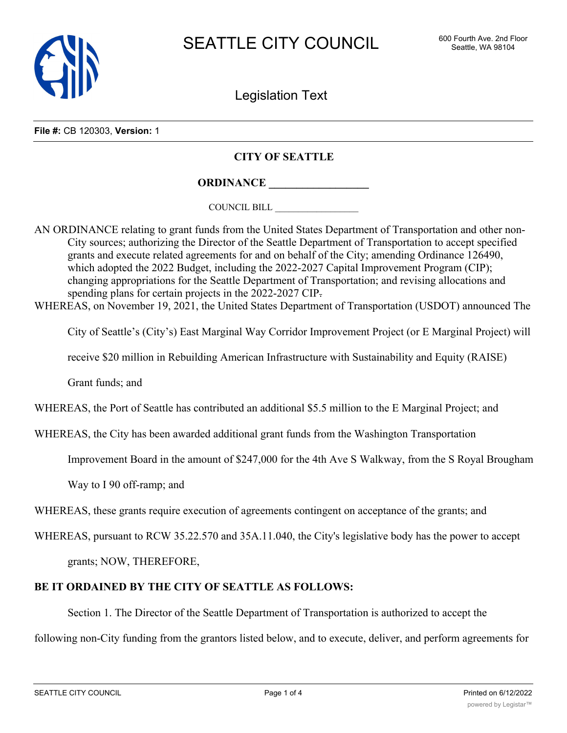# SEATTLE CITY COUNCIL

600 Fourth Ave. 2nd Floor
Seattle, WA 98104

## Legislation Text

**File #:** CB 120303, **Version:** 1

**CITY OF SEATTLE**

**ORDINANCE \_\_\_\_\_\_\_\_\_\_\_\_\_\_\_\_\_\_**

COUNCIL BILL \_\_\_\_\_\_\_\_\_\_\_\_\_\_\_\_\_\_

AN ORDINANCE relating to grant funds from the United States Department of Transportation and other non-City sources; authorizing the Director of the Seattle Department of Transportation to accept specified grants and execute related agreements for and on behalf of the City; amending Ordinance 126490, which adopted the 2022 Budget, including the 2022-2027 Capital Improvement Program (CIP); changing appropriations for the Seattle Department of Transportation; and revising allocations and spending plans for certain projects in the 2022-2027 CIP.

WHEREAS, on November 19, 2021, the United States Department of Transportation (USDOT) announced The City of Seattle's (City's) East Marginal Way Corridor Improvement Project (or E Marginal Project) will receive $20 million in Rebuilding American Infrastructure with Sustainability and Equity (RAISE) Grant funds; and

WHEREAS, the Port of Seattle has contributed an additional $5.5 million to the E Marginal Project; and

WHEREAS, the City has been awarded additional grant funds from the Washington Transportation Improvement Board in the amount of $247,000 for the 4th Ave S Walkway, from the S Royal Brougham Way to I 90 off-ramp; and

WHEREAS, these grants require execution of agreements contingent on acceptance of the grants; and

WHEREAS, pursuant to RCW 35.22.570 and 35A.11.040, the City's legislative body has the power to accept grants; NOW, THEREFORE,

**BE IT ORDAINED BY THE CITY OF SEATTLE AS FOLLOWS:**

Section 1. The Director of the Seattle Department of Transportation is authorized to accept the following non-City funding from the grantors listed below, and to execute, deliver, and perform agreements for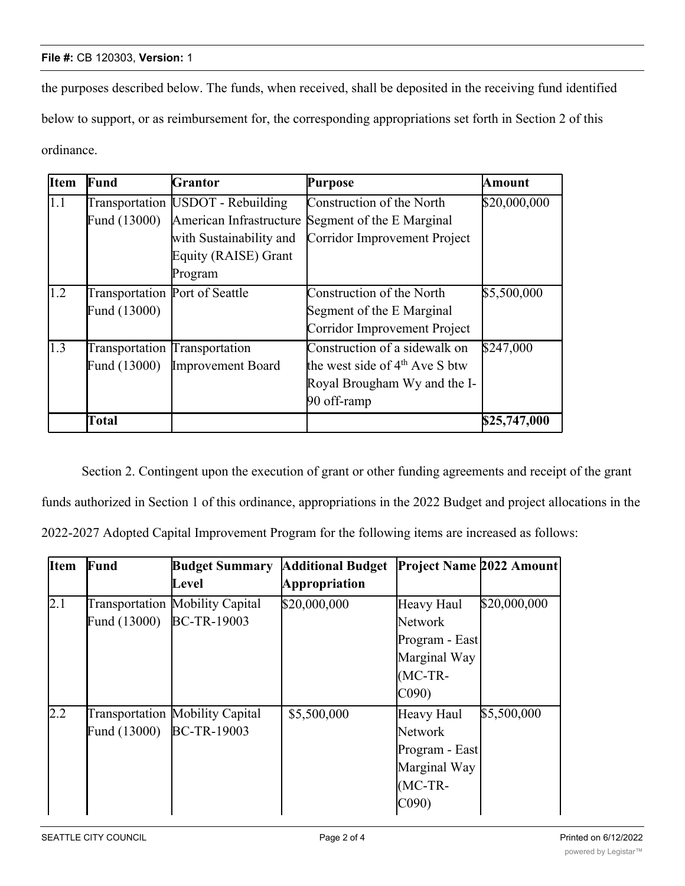the purposes described below. The funds, when received, shall be deposited in the receiving fund identified below to support, or as reimbursement for, the corresponding appropriations set forth in Section 2 of this ordinance.

| Item | Fund | Grantor | Purpose | Amount |
|---|---|---|---|---|
| 1.1 | Transportation Fund (13000) | USDOT - Rebuilding American Infrastructure with Sustainability and Equity (RAISE) Grant Program | Construction of the North Segment of the E Marginal Corridor Improvement Project | $20,000,000 |
| 1.2 | Transportation Fund (13000) | Port of Seattle | Construction of the North Segment of the E Marginal Corridor Improvement Project | $5,500,000 |
| 1.3 | Transportation Fund (13000) | Transportation Improvement Board | Construction of a sidewalk on the west side of 4th Ave S btw Royal Brougham Wy and the I-90 off-ramp | $247,000 |
| | **Total** | | | **$25,747,000** |

Section 2. Contingent upon the execution of grant or other funding agreements and receipt of the grant funds authorized in Section 1 of this ordinance, appropriations in the 2022 Budget and project allocations in the 2022-2027 Adopted Capital Improvement Program for the following items are increased as follows:

| Item | Fund | Budget Summary Level | Additional Budget Appropriation | Project Name | 2022 Amount |
|---|---|---|---|---|---|
| 2.1 | Transportation Fund (13000) | Mobility Capital BC-TR-19003 | $20,000,000 | Heavy Haul Network Program - East Marginal Way (MC-TR-C090) | $20,000,000 |
| 2.2 | Transportation Fund (13000) | Mobility Capital BC-TR-19003 | $5,500,000 | Heavy Haul Network Program - East Marginal Way (MC-TR-C090) | $5,500,000 |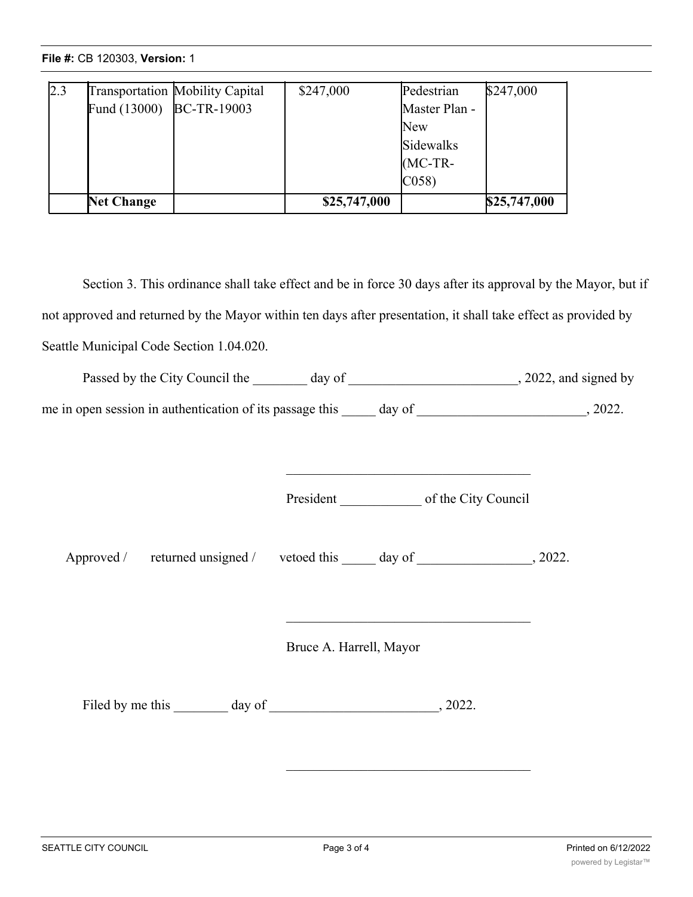| 2.3 | Transportation Fund (13000) | Mobility Capital BC-TR-19003 | $247,000 | Pedestrian Master Plan - New Sidewalks (MC-TR-C058) | $247,000 |
|---|---|---|---|---|---|
| | **Net Change** | | **$25,747,000** | | **$25,747,000** |

Section 3. This ordinance shall take effect and be in force 30 days after its approval by the Mayor, but if not approved and returned by the Mayor within ten days after presentation, it shall take effect as provided by Seattle Municipal Code Section 1.04.020.

Passed by the City Council the ________ day of _________________________, 2022, and signed by me in open session in authentication of its passage this _____ day of _________________________, 2022.

____________________________________

President ____________ of the City Council

Approved / returned unsigned / vetoed this _____ day of _________________, 2022.

____________________________________

Bruce A. Harrell, Mayor

Filed by me this ________ day of _________________________, 2022.

____________________________________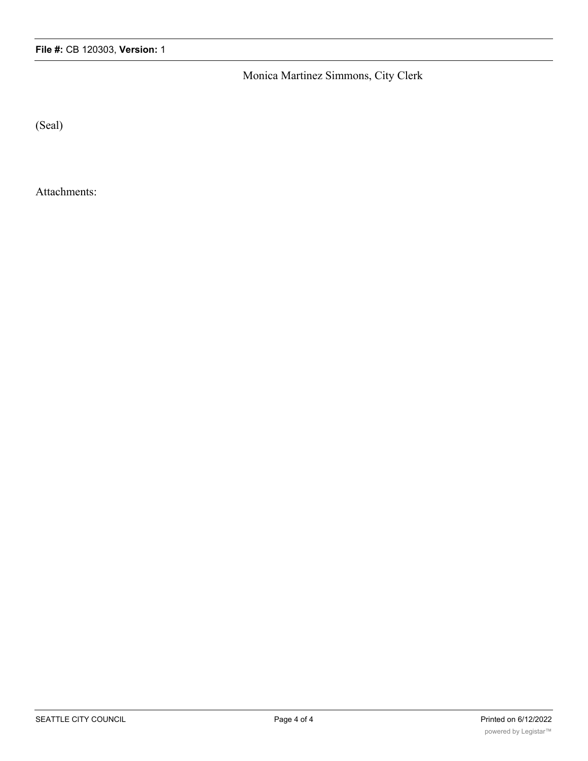Monica Martinez Simmons, City Clerk

(Seal)

Attachments: